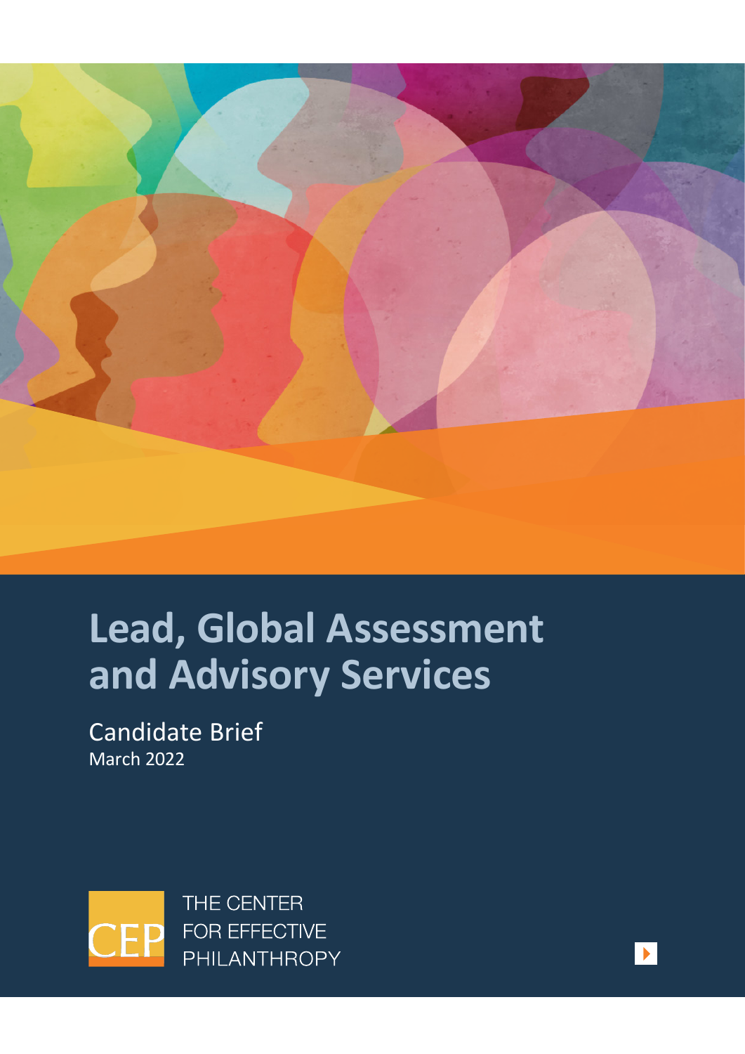# Lead, Global Assessment and Advisory Services

Candidate Brief

March 2022

CEP

THE CENTER FOR EFFECTIVE PHILANTHROPY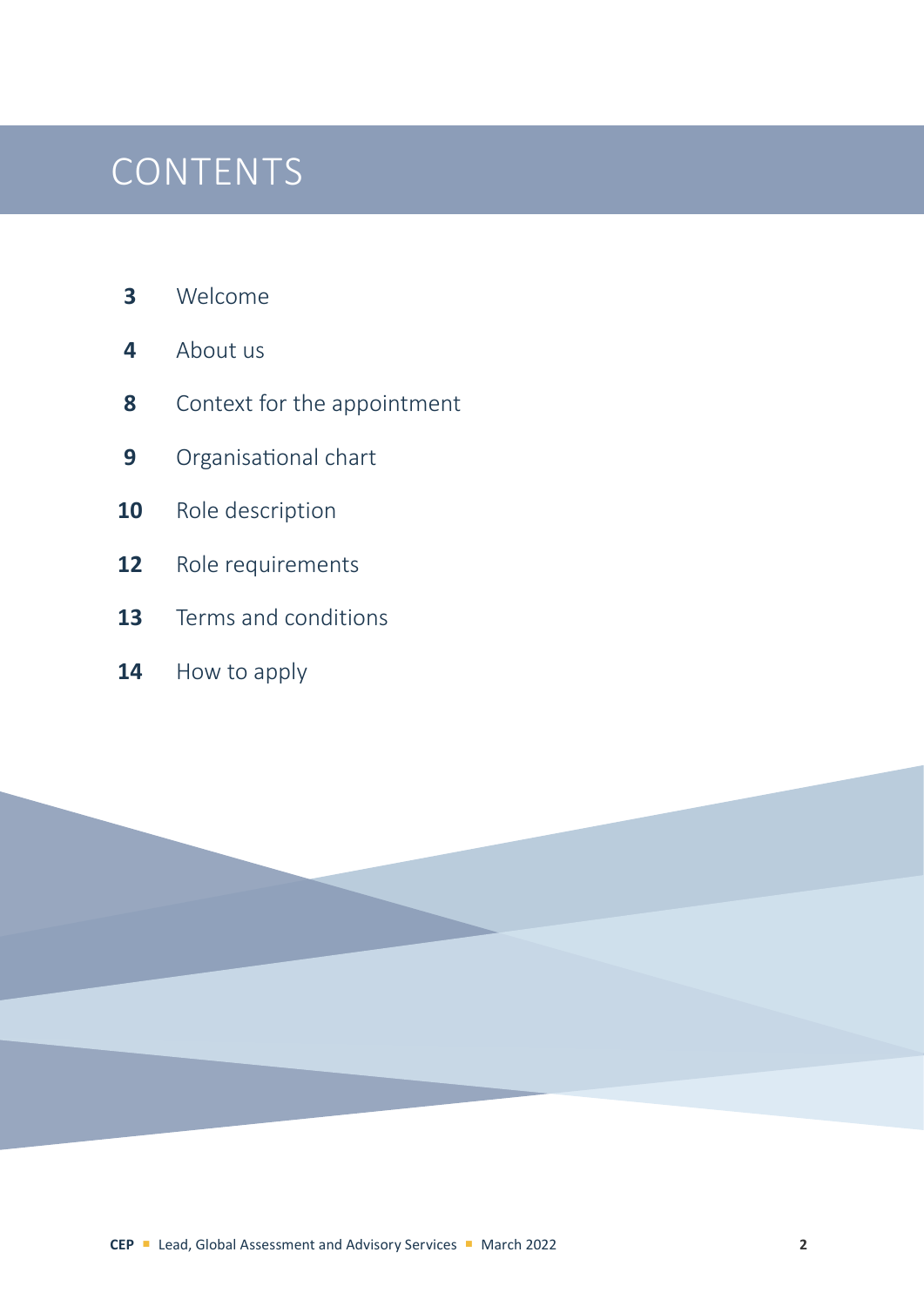# CONTENTS

| | |
|---|---|
| **3** | Welcome |
| **4** | About us |
| **8** | Context for the appointment |
| **9** | Organisational chart |
| **10** | Role description |
| **12** | Role requirements |
| **13** | Terms and conditions |
| **14** | How to apply |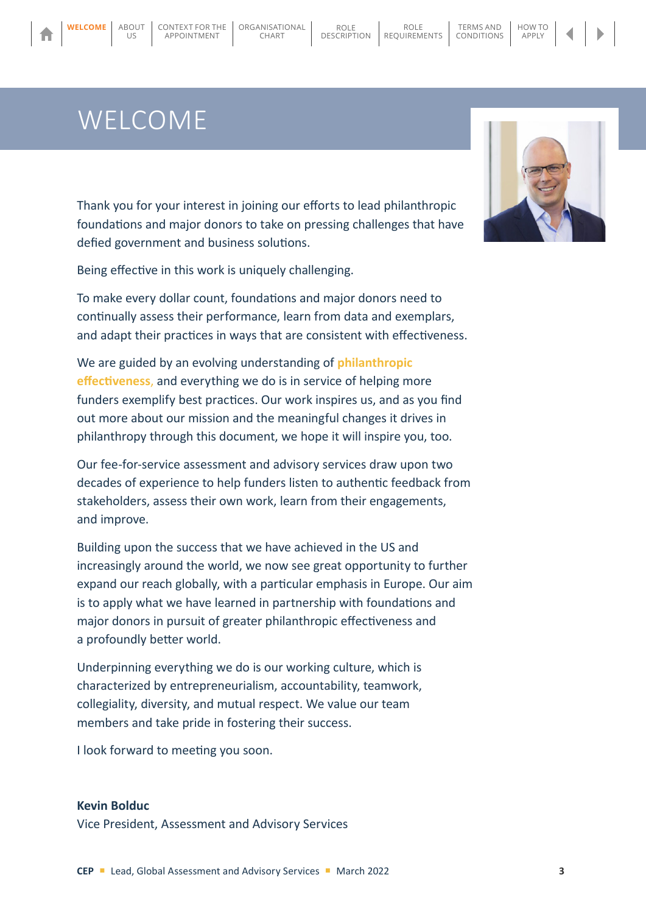# WELCOME

Thank you for your interest in joining our efforts to lead philanthropic foundations and major donors to take on pressing challenges that have defied government and business solutions.

Being effective in this work is uniquely challenging.

To make every dollar count, foundations and major donors need to continually assess their performance, learn from data and exemplars, and adapt their practices in ways that are consistent with effectiveness.

We are guided by an evolving understanding of **philanthropic effectiveness**, and everything we do is in service of helping more funders exemplify best practices. Our work inspires us, and as you find out more about our mission and the meaningful changes it drives in philanthropy through this document, we hope it will inspire you, too.

Our fee-for-service assessment and advisory services draw upon two decades of experience to help funders listen to authentic feedback from stakeholders, assess their own work, learn from their engagements, and improve.

Building upon the success that we have achieved in the US and increasingly around the world, we now see great opportunity to further expand our reach globally, with a particular emphasis in Europe. Our aim is to apply what we have learned in partnership with foundations and major donors in pursuit of greater philanthropic effectiveness and a profoundly better world.

Underpinning everything we do is our working culture, which is characterized by entrepreneurialism, accountability, teamwork, collegiality, diversity, and mutual respect. We value our team members and take pride in fostering their success.

I look forward to meeting you soon.

**Kevin Bolduc**
Vice President, Assessment and Advisory Services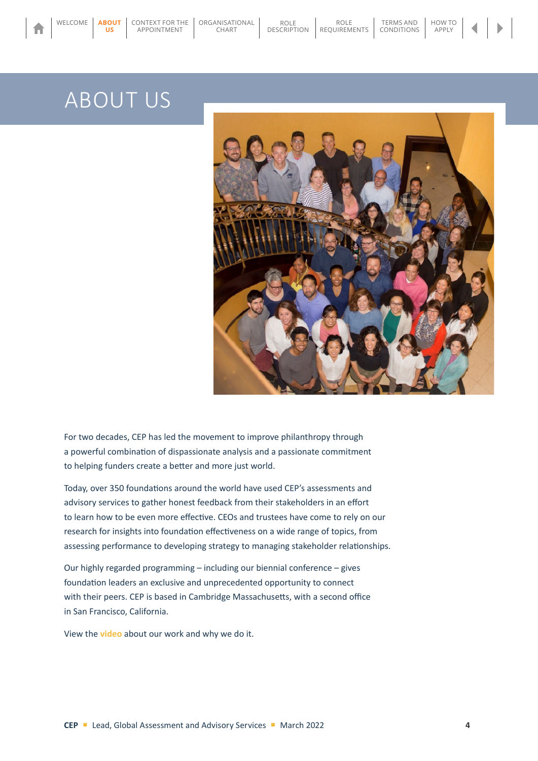# ABOUT US

For two decades, CEP has led the movement to improve philanthropy through a powerful combination of dispassionate analysis and a passionate commitment to helping funders create a better and more just world.

Today, over 350 foundations around the world have used CEP's assessments and advisory services to gather honest feedback from their stakeholders in an effort to learn how to be even more effective. CEOs and trustees have come to rely on our research for insights into foundation effectiveness on a wide range of topics, from assessing performance to developing strategy to managing stakeholder relationships.

Our highly regarded programming – including our biennial conference – gives foundation leaders an exclusive and unprecedented opportunity to connect with their peers. CEP is based in Cambridge Massachusetts, with a second office in San Francisco, California.

View the **video** about our work and why we do it.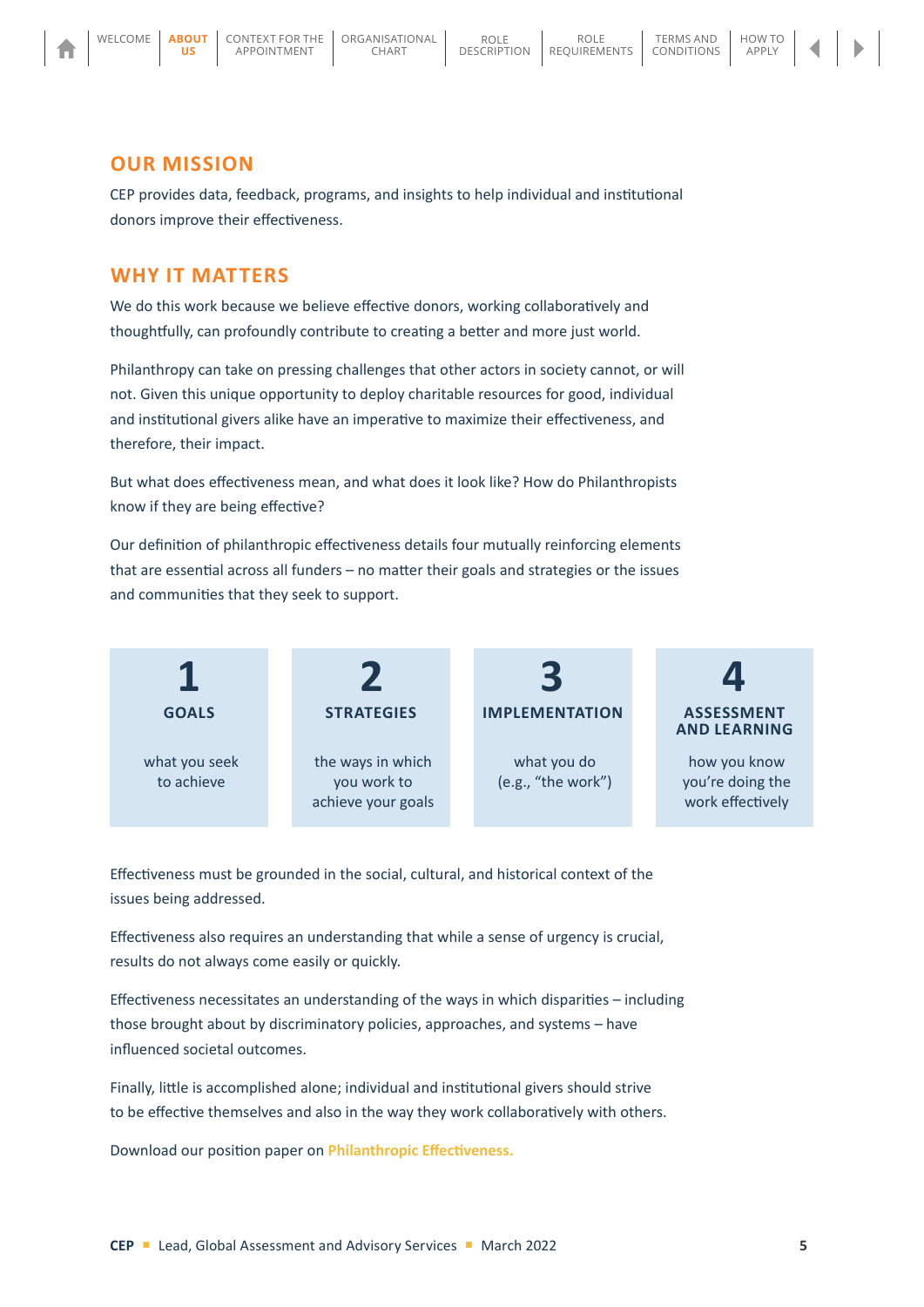## OUR MISSION

CEP provides data, feedback, programs, and insights to help individual and institutional donors improve their effectiveness.

## WHY IT MATTERS

We do this work because we believe effective donors, working collaboratively and thoughtfully, can profoundly contribute to creating a better and more just world.

Philanthropy can take on pressing challenges that other actors in society cannot, or will not. Given this unique opportunity to deploy charitable resources for good, individual and institutional givers alike have an imperative to maximize their effectiveness, and therefore, their impact.

But what does effectiveness mean, and what does it look like? How do Philanthropists know if they are being effective?

Our definition of philanthropic effectiveness details four mutually reinforcing elements that are essential across all funders – no matter their goals and strategies or the issues and communities that they seek to support.

| 1 | 2 | 3 | 4 |
|---|---|---|---|
| **GOALS** | **STRATEGIES** | **IMPLEMENTATION** | **ASSESSMENT AND LEARNING** |
| what you seek to achieve | the ways in which you work to achieve your goals | what you do (e.g., "the work") | how you know you're doing the work effectively |

Effectiveness must be grounded in the social, cultural, and historical context of the issues being addressed.

Effectiveness also requires an understanding that while a sense of urgency is crucial, results do not always come easily or quickly.

Effectiveness necessitates an understanding of the ways in which disparities – including those brought about by discriminatory policies, approaches, and systems – have influenced societal outcomes.

Finally, little is accomplished alone; individual and institutional givers should strive to be effective themselves and also in the way they work collaboratively with others.

Download our position paper on **Philanthropic Effectiveness.**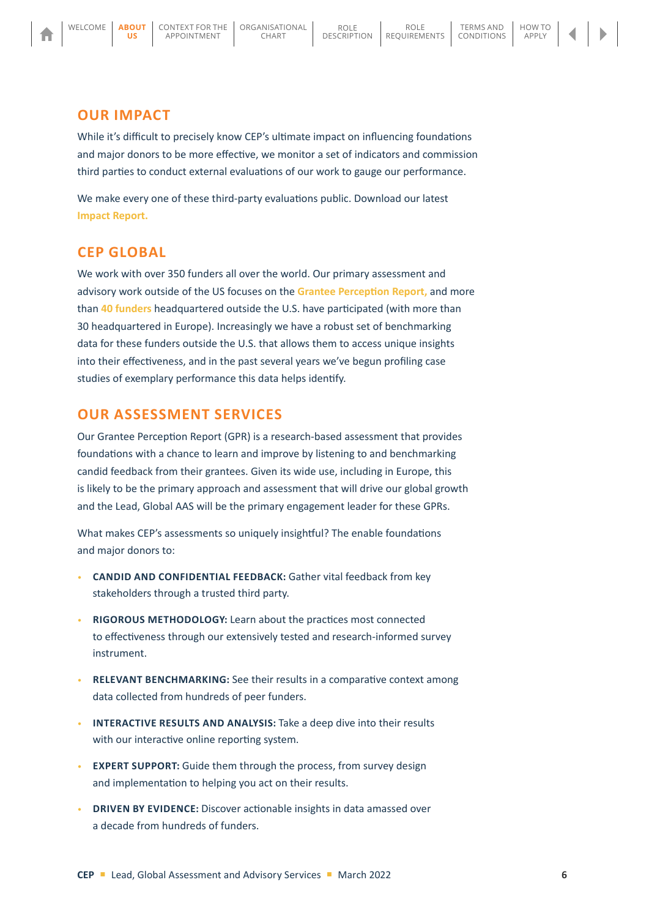## OUR IMPACT

While it's difficult to precisely know CEP's ultimate impact on influencing foundations and major donors to be more effective, we monitor a set of indicators and commission third parties to conduct external evaluations of our work to gauge our performance.

We make every one of these third-party evaluations public. Download our latest **Impact Report.**

## CEP GLOBAL

We work with over 350 funders all over the world. Our primary assessment and advisory work outside of the US focuses on the **Grantee Perception Report,** and more than **40 funders** headquartered outside the U.S. have participated (with more than 30 headquartered in Europe). Increasingly we have a robust set of benchmarking data for these funders outside the U.S. that allows them to access unique insights into their effectiveness, and in the past several years we've begun profiling case studies of exemplary performance this data helps identify.

## OUR ASSESSMENT SERVICES

Our Grantee Perception Report (GPR) is a research-based assessment that provides foundations with a chance to learn and improve by listening to and benchmarking candid feedback from their grantees. Given its wide use, including in Europe, this is likely to be the primary approach and assessment that will drive our global growth and the Lead, Global AAS will be the primary engagement leader for these GPRs.

What makes CEP's assessments so uniquely insightful? The enable foundations and major donors to:

- **CANDID AND CONFIDENTIAL FEEDBACK:** Gather vital feedback from key stakeholders through a trusted third party.
- **RIGOROUS METHODOLOGY:** Learn about the practices most connected to effectiveness through our extensively tested and research-informed survey instrument.
- **RELEVANT BENCHMARKING:** See their results in a comparative context among data collected from hundreds of peer funders.
- **INTERACTIVE RESULTS AND ANALYSIS:** Take a deep dive into their results with our interactive online reporting system.
- **EXPERT SUPPORT:** Guide them through the process, from survey design and implementation to helping you act on their results.
- **DRIVEN BY EVIDENCE:** Discover actionable insights in data amassed over a decade from hundreds of funders.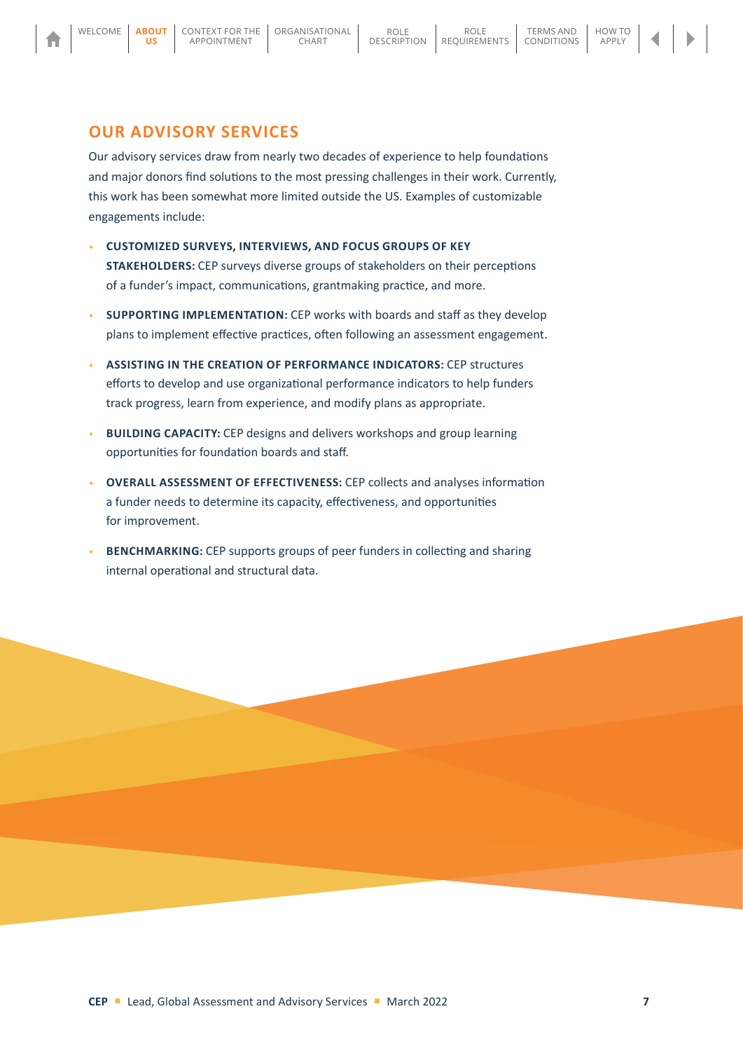## OUR ADVISORY SERVICES

Our advisory services draw from nearly two decades of experience to help foundations and major donors find solutions to the most pressing challenges in their work. Currently, this work has been somewhat more limited outside the US. Examples of customizable engagements include:

- **CUSTOMIZED SURVEYS, INTERVIEWS, AND FOCUS GROUPS OF KEY STAKEHOLDERS:** CEP surveys diverse groups of stakeholders on their perceptions of a funder's impact, communications, grantmaking practice, and more.
- **SUPPORTING IMPLEMENTATION:** CEP works with boards and staff as they develop plans to implement effective practices, often following an assessment engagement.
- **ASSISTING IN THE CREATION OF PERFORMANCE INDICATORS:** CEP structures efforts to develop and use organizational performance indicators to help funders track progress, learn from experience, and modify plans as appropriate.
- **BUILDING CAPACITY:** CEP designs and delivers workshops and group learning opportunities for foundation boards and staff.
- **OVERALL ASSESSMENT OF EFFECTIVENESS:** CEP collects and analyses information a funder needs to determine its capacity, effectiveness, and opportunities for improvement.
- **BENCHMARKING:** CEP supports groups of peer funders in collecting and sharing internal operational and structural data.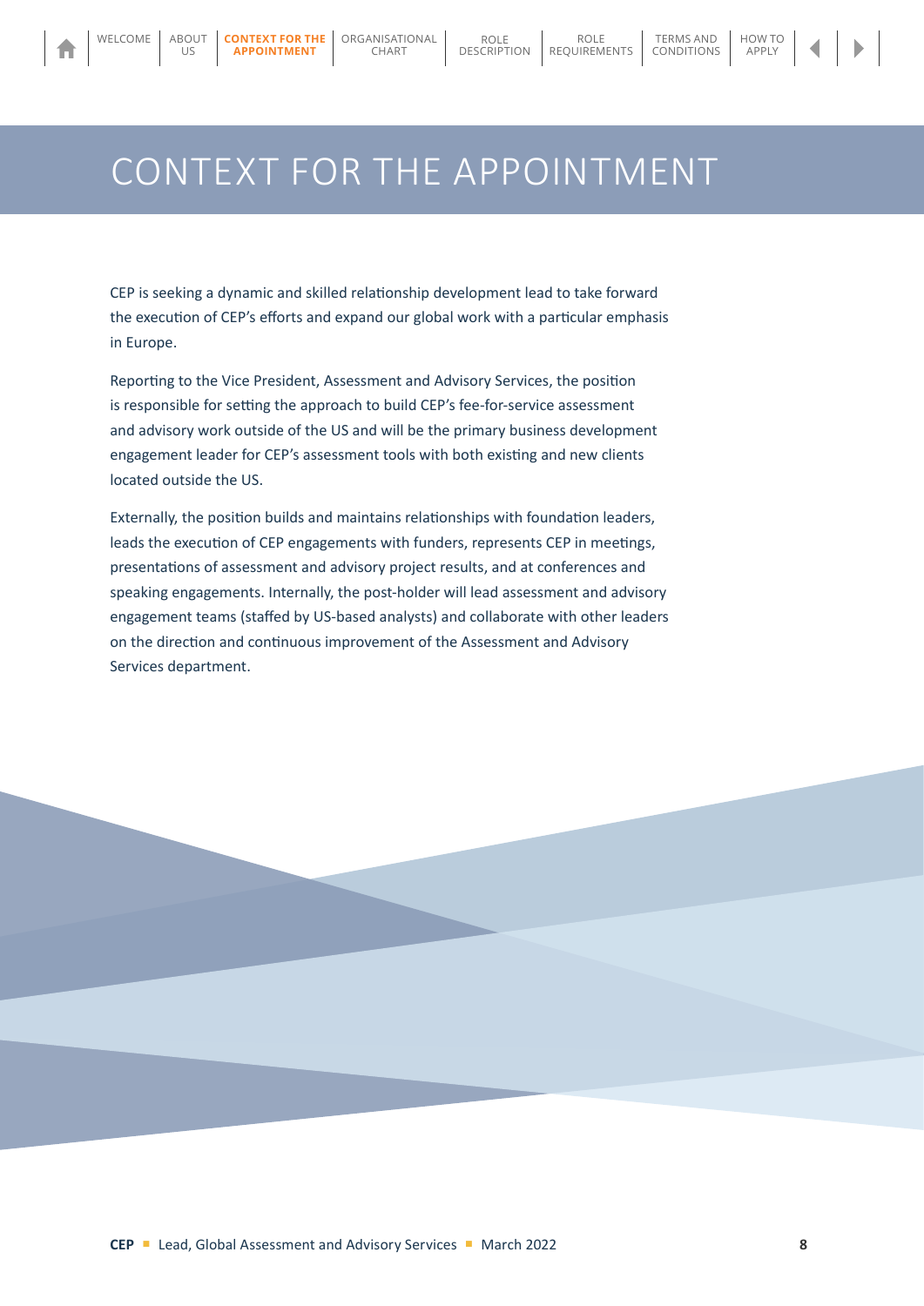# CONTEXT FOR THE APPOINTMENT

CEP is seeking a dynamic and skilled relationship development lead to take forward the execution of CEP's efforts and expand our global work with a particular emphasis in Europe.

Reporting to the Vice President, Assessment and Advisory Services, the position is responsible for setting the approach to build CEP's fee-for-service assessment and advisory work outside of the US and will be the primary business development engagement leader for CEP's assessment tools with both existing and new clients located outside the US.

Externally, the position builds and maintains relationships with foundation leaders, leads the execution of CEP engagements with funders, represents CEP in meetings, presentations of assessment and advisory project results, and at conferences and speaking engagements. Internally, the post-holder will lead assessment and advisory engagement teams (staffed by US-based analysts) and collaborate with other leaders on the direction and continuous improvement of the Assessment and Advisory Services department.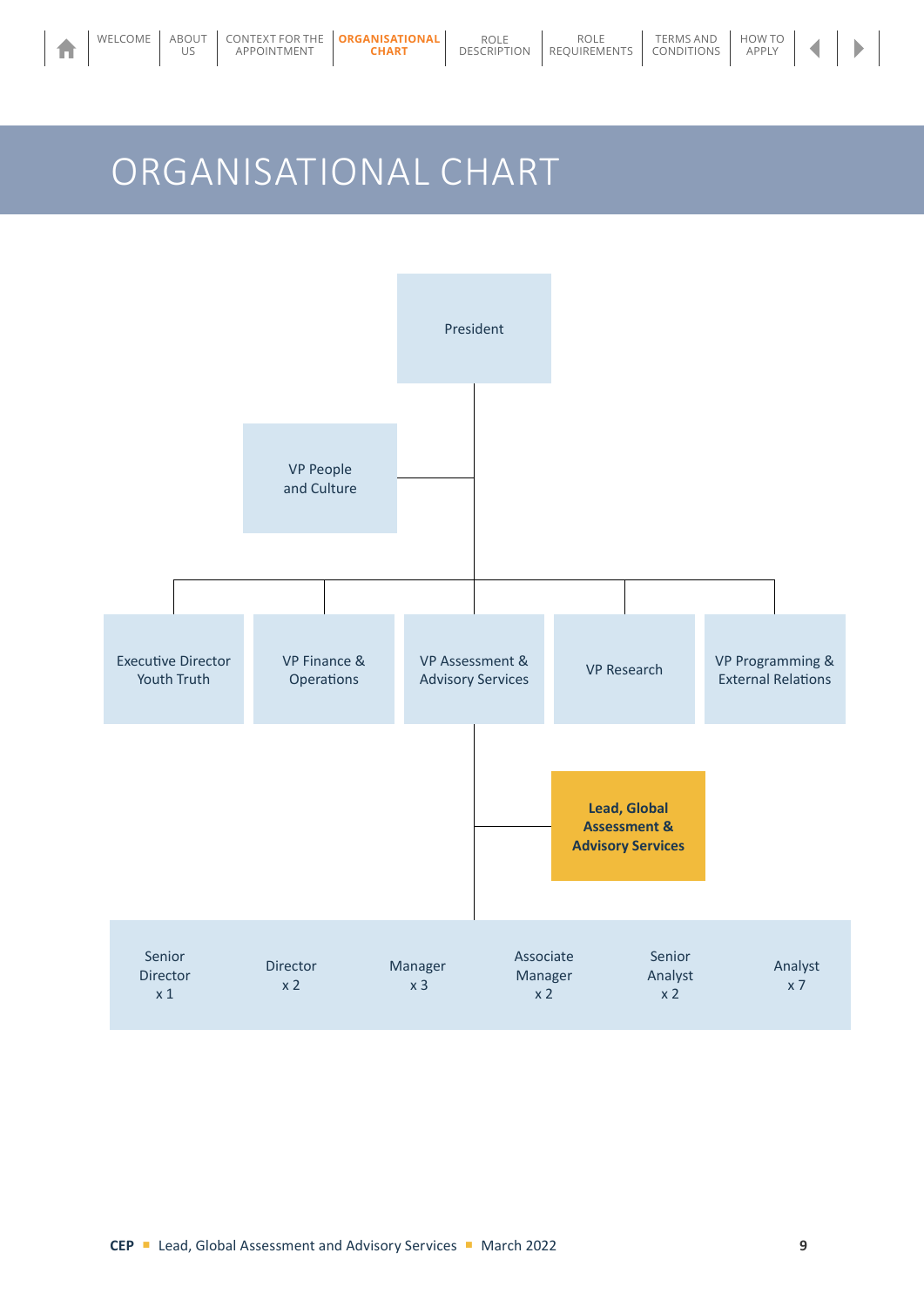# ORGANISATIONAL CHART

President

VP People and Culture

Executive Director Youth Truth

VP Finance & Operations

VP Assessment & Advisory Services

VP Research

VP Programming & External Relations

**Lead, Global Assessment & Advisory Services**

Senior Director x 1

Director x 2

Manager x 3

Associate Manager x 2

Senior Analyst x 2

Analyst x 7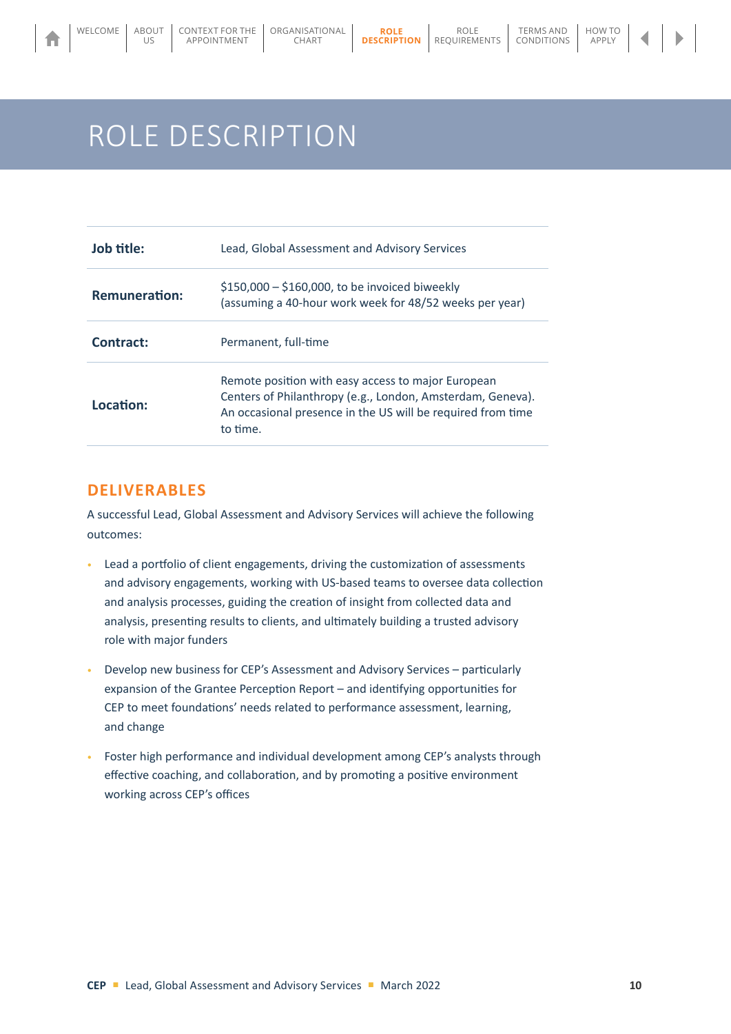# ROLE DESCRIPTION

| | |
|---|---|
| **Job title:** | Lead, Global Assessment and Advisory Services |
| **Remuneration:** | $150,000 – $160,000, to be invoiced biweekly (assuming a 40-hour work week for 48/52 weeks per year) |
| **Contract:** | Permanent, full-time |
| **Location:** | Remote position with easy access to major European Centers of Philanthropy (e.g., London, Amsterdam, Geneva). An occasional presence in the US will be required from time to time. |

## DELIVERABLES

A successful Lead, Global Assessment and Advisory Services will achieve the following outcomes:

- Lead a portfolio of client engagements, driving the customization of assessments and advisory engagements, working with US-based teams to oversee data collection and analysis processes, guiding the creation of insight from collected data and analysis, presenting results to clients, and ultimately building a trusted advisory role with major funders
- Develop new business for CEP's Assessment and Advisory Services – particularly expansion of the Grantee Perception Report – and identifying opportunities for CEP to meet foundations' needs related to performance assessment, learning, and change
- Foster high performance and individual development among CEP's analysts through effective coaching, and collaboration, and by promoting a positive environment working across CEP's offices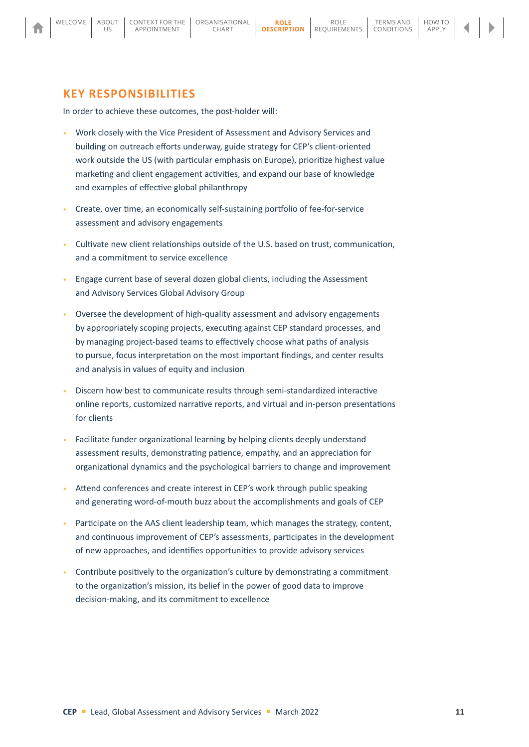## KEY RESPONSIBILITIES

In order to achieve these outcomes, the post-holder will:

- Work closely with the Vice President of Assessment and Advisory Services and building on outreach efforts underway, guide strategy for CEP's client-oriented work outside the US (with particular emphasis on Europe), prioritize highest value marketing and client engagement activities, and expand our base of knowledge and examples of effective global philanthropy
- Create, over time, an economically self-sustaining portfolio of fee-for-service assessment and advisory engagements
- Cultivate new client relationships outside of the U.S. based on trust, communication, and a commitment to service excellence
- Engage current base of several dozen global clients, including the Assessment and Advisory Services Global Advisory Group
- Oversee the development of high-quality assessment and advisory engagements by appropriately scoping projects, executing against CEP standard processes, and by managing project-based teams to effectively choose what paths of analysis to pursue, focus interpretation on the most important findings, and center results and analysis in values of equity and inclusion
- Discern how best to communicate results through semi-standardized interactive online reports, customized narrative reports, and virtual and in-person presentations for clients
- Facilitate funder organizational learning by helping clients deeply understand assessment results, demonstrating patience, empathy, and an appreciation for organizational dynamics and the psychological barriers to change and improvement
- Attend conferences and create interest in CEP's work through public speaking and generating word-of-mouth buzz about the accomplishments and goals of CEP
- Participate on the AAS client leadership team, which manages the strategy, content, and continuous improvement of CEP's assessments, participates in the development of new approaches, and identifies opportunities to provide advisory services
- Contribute positively to the organization's culture by demonstrating a commitment to the organization's mission, its belief in the power of good data to improve decision-making, and its commitment to excellence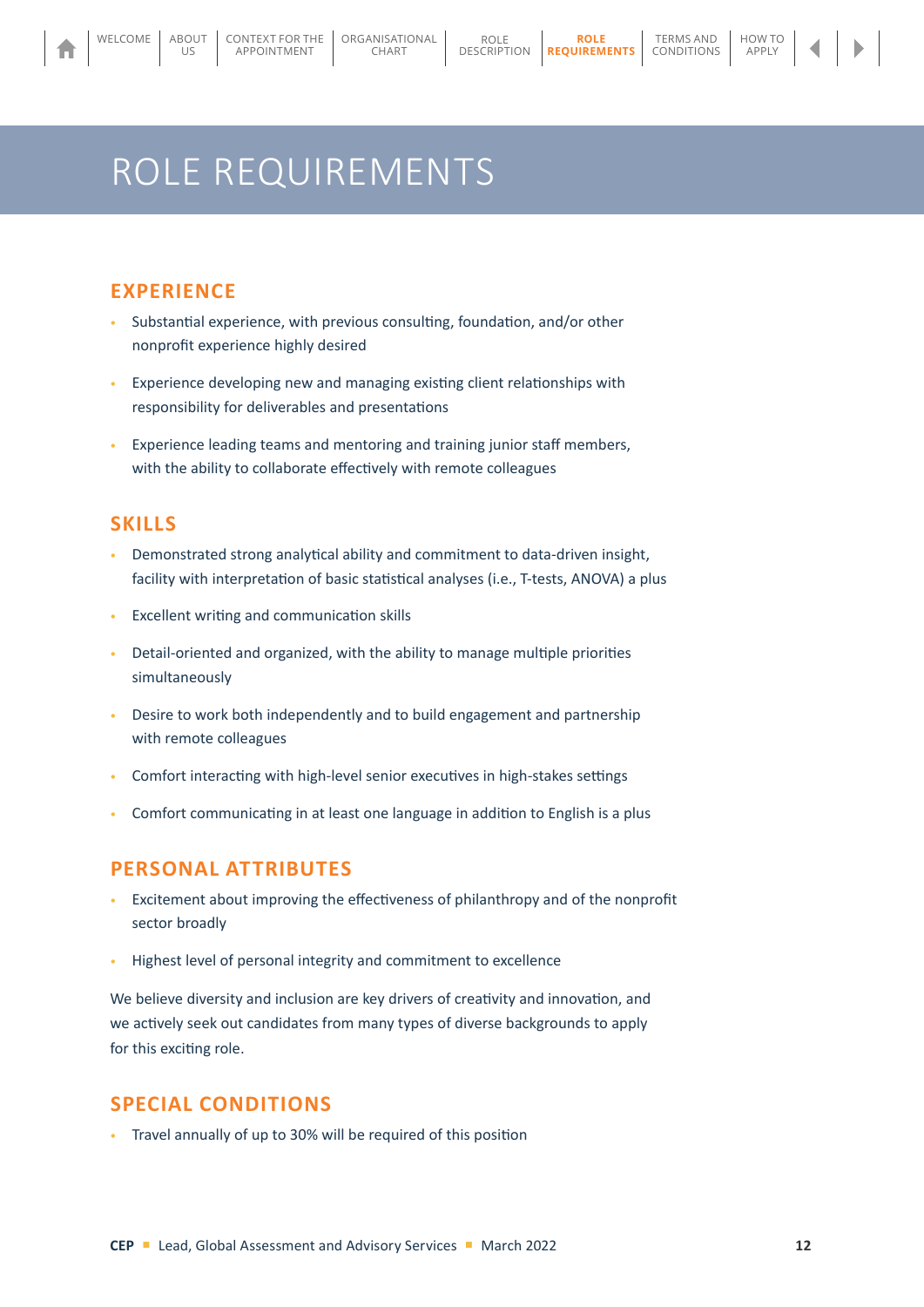# ROLE REQUIREMENTS

## EXPERIENCE

- Substantial experience, with previous consulting, foundation, and/or other nonprofit experience highly desired
- Experience developing new and managing existing client relationships with responsibility for deliverables and presentations
- Experience leading teams and mentoring and training junior staff members, with the ability to collaborate effectively with remote colleagues

## SKILLS

- Demonstrated strong analytical ability and commitment to data-driven insight, facility with interpretation of basic statistical analyses (i.e., T-tests, ANOVA) a plus
- Excellent writing and communication skills
- Detail-oriented and organized, with the ability to manage multiple priorities simultaneously
- Desire to work both independently and to build engagement and partnership with remote colleagues
- Comfort interacting with high-level senior executives in high-stakes settings
- Comfort communicating in at least one language in addition to English is a plus

## PERSONAL ATTRIBUTES

- Excitement about improving the effectiveness of philanthropy and of the nonprofit sector broadly
- Highest level of personal integrity and commitment to excellence

We believe diversity and inclusion are key drivers of creativity and innovation, and we actively seek out candidates from many types of diverse backgrounds to apply for this exciting role.

## SPECIAL CONDITIONS

- Travel annually of up to 30% will be required of this position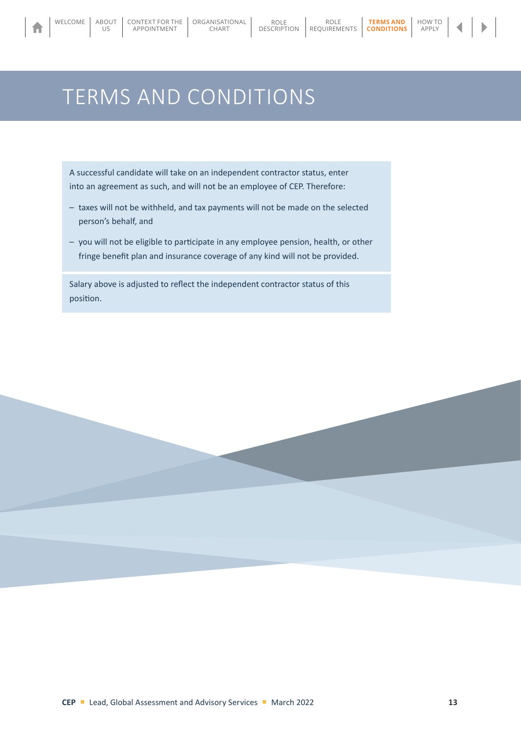# TERMS AND CONDITIONS

A successful candidate will take on an independent contractor status, enter into an agreement as such, and will not be an employee of CEP. Therefore:

- taxes will not be withheld, and tax payments will not be made on the selected person's behalf, and
- you will not be eligible to participate in any employee pension, health, or other fringe benefit plan and insurance coverage of any kind will not be provided.

Salary above is adjusted to reflect the independent contractor status of this position.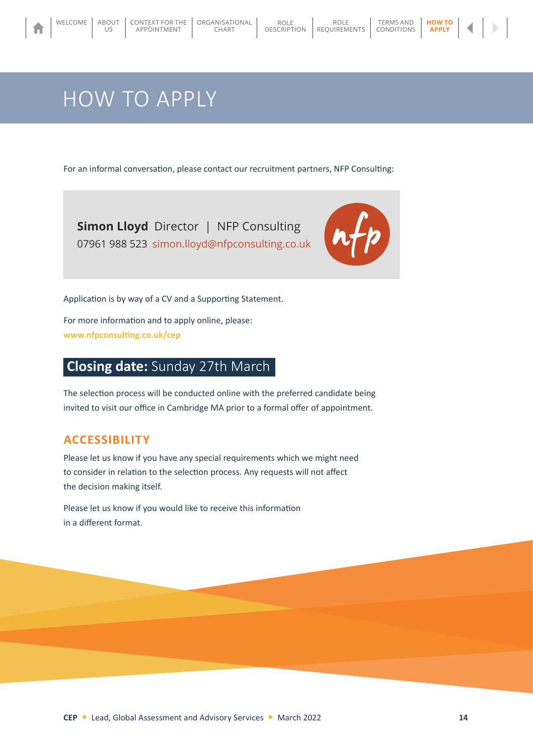# HOW TO APPLY

For an informal conversation, please contact our recruitment partners, NFP Consulting:

**Simon Lloyd** Director | NFP Consulting
07961 988 523 simon.lloyd@nfpconsulting.co.uk

Application is by way of a CV and a Supporting Statement.

For more information and to apply online, please:
**www.nfpconsulting.co.uk/cep**

**Closing date:** Sunday 27th March

The selection process will be conducted online with the preferred candidate being invited to visit our office in Cambridge MA prior to a formal offer of appointment.

## ACCESSIBILITY

Please let us know if you have any special requirements which we might need to consider in relation to the selection process. Any requests will not affect the decision making itself.

Please let us know if you would like to receive this information in a different format.